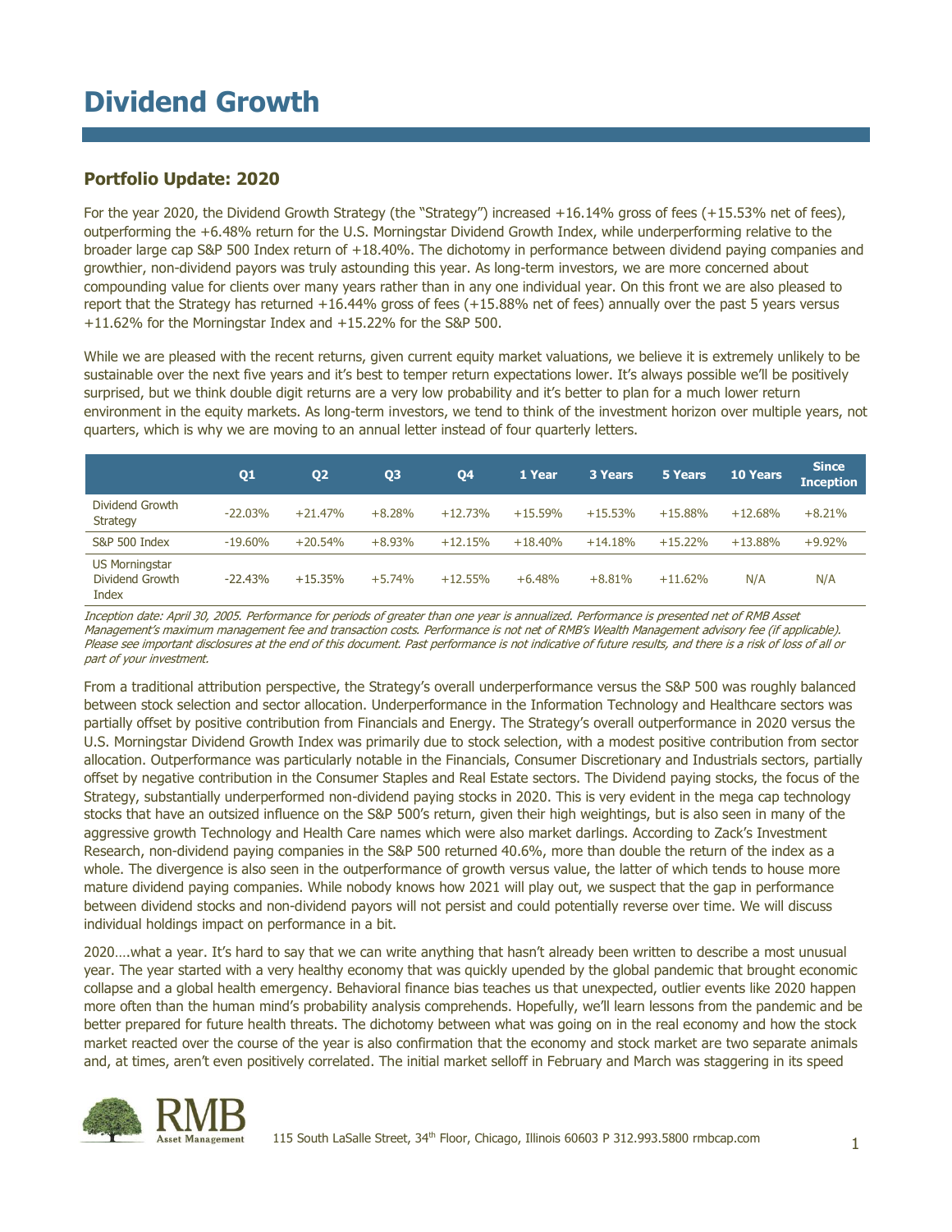# Dividend Growth

## Portfolio Update: 2020

For the year 2020, the Dividend Growth Strategy (the "Strategy") increased +16.14% gross of fees (+15.53% net of fees), outperforming the +6.48% return for the U.S. Morningstar Dividend Growth Index, while underperforming relative to the broader large cap S&P 500 Index return of +18.40%. The dichotomy in performance between dividend paying companies and growthier, non-dividend payors was truly astounding this year. As long-term investors, we are more concerned about compounding value for clients over many years rather than in any one individual year. On this front we are also pleased to report that the Strategy has returned +16.44% gross of fees (+15.88% net of fees) annually over the past 5 years versus +11.62% for the Morningstar Index and +15.22% for the S&P 500.

While we are pleased with the recent returns, given current equity market valuations, we believe it is extremely unlikely to be sustainable over the next five years and it's best to temper return expectations lower. It's always possible we'll be positively surprised, but we think double digit returns are a very low probability and it's better to plan for a much lower return environment in the equity markets. As long-term investors, we tend to think of the investment horizon over multiple years, not quarters, which is why we are moving to an annual letter instead of four quarterly letters.

| | Q1 | Q2 | Q3 | Q4 | 1 Year | 3 Years | 5 Years | 10 Years | Since Inception |
|---|---|---|---|---|---|---|---|---|---|
| Dividend Growth Strategy | -22.03% | +21.47% | +8.28% | +12.73% | +15.59% | +15.53% | +15.88% | +12.68% | +8.21% |
| S&P 500 Index | -19.60% | +20.54% | +8.93% | +12.15% | +18.40% | +14.18% | +15.22% | +13.88% | +9.92% |
| US Morningstar Dividend Growth Index | -22.43% | +15.35% | +5.74% | +12.55% | +6.48% | +8.81% | +11.62% | N/A | N/A |

*Inception date: April 30, 2005. Performance for periods of greater than one year is annualized. Performance is presented net of RMB Asset Management's maximum management fee and transaction costs. Performance is not net of RMB's Wealth Management advisory fee (if applicable). Please see important disclosures at the end of this document. Past performance is not indicative of future results, and there is a risk of loss of all or part of your investment.*

From a traditional attribution perspective, the Strategy's overall underperformance versus the S&P 500 was roughly balanced between stock selection and sector allocation. Underperformance in the Information Technology and Healthcare sectors was partially offset by positive contribution from Financials and Energy. The Strategy's overall outperformance in 2020 versus the U.S. Morningstar Dividend Growth Index was primarily due to stock selection, with a modest positive contribution from sector allocation. Outperformance was particularly notable in the Financials, Consumer Discretionary and Industrials sectors, partially offset by negative contribution in the Consumer Staples and Real Estate sectors. The Dividend paying stocks, the focus of the Strategy, substantially underperformed non-dividend paying stocks in 2020. This is very evident in the mega cap technology stocks that have an outsized influence on the S&P 500's return, given their high weightings, but is also seen in many of the aggressive growth Technology and Health Care names which were also market darlings. According to Zack's Investment Research, non-dividend paying companies in the S&P 500 returned 40.6%, more than double the return of the index as a whole. The divergence is also seen in the outperformance of growth versus value, the latter of which tends to house more mature dividend paying companies. While nobody knows how 2021 will play out, we suspect that the gap in performance between dividend stocks and non-dividend payors will not persist and could potentially reverse over time. We will discuss individual holdings impact on performance in a bit.

2020….what a year. It's hard to say that we can write anything that hasn't already been written to describe a most unusual year. The year started with a very healthy economy that was quickly upended by the global pandemic that brought economic collapse and a global health emergency. Behavioral finance bias teaches us that unexpected, outlier events like 2020 happen more often than the human mind's probability analysis comprehends. Hopefully, we'll learn lessons from the pandemic and be better prepared for future health threats. The dichotomy between what was going on in the real economy and how the stock market reacted over the course of the year is also confirmation that the economy and stock market are two separate animals and, at times, aren't even positively correlated. The initial market selloff in February and March was staggering in its speed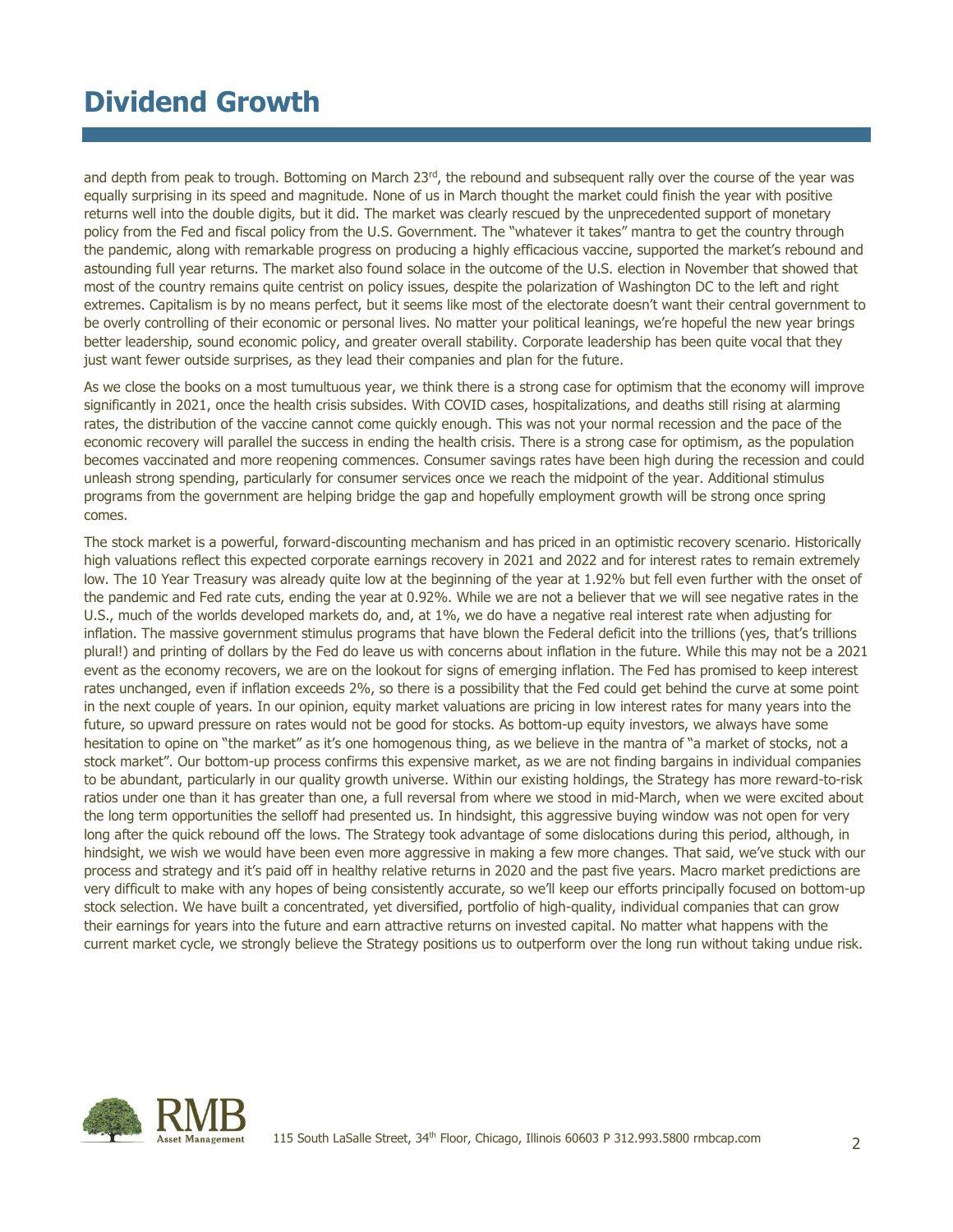# Dividend Growth

and depth from peak to trough. Bottoming on March 23rd, the rebound and subsequent rally over the course of the year was equally surprising in its speed and magnitude. None of us in March thought the market could finish the year with positive returns well into the double digits, but it did. The market was clearly rescued by the unprecedented support of monetary policy from the Fed and fiscal policy from the U.S. Government. The "whatever it takes" mantra to get the country through the pandemic, along with remarkable progress on producing a highly efficacious vaccine, supported the market's rebound and astounding full year returns. The market also found solace in the outcome of the U.S. election in November that showed that most of the country remains quite centrist on policy issues, despite the polarization of Washington DC to the left and right extremes. Capitalism is by no means perfect, but it seems like most of the electorate doesn't want their central government to be overly controlling of their economic or personal lives. No matter your political leanings, we're hopeful the new year brings better leadership, sound economic policy, and greater overall stability. Corporate leadership has been quite vocal that they just want fewer outside surprises, as they lead their companies and plan for the future.

As we close the books on a most tumultuous year, we think there is a strong case for optimism that the economy will improve significantly in 2021, once the health crisis subsides. With COVID cases, hospitalizations, and deaths still rising at alarming rates, the distribution of the vaccine cannot come quickly enough. This was not your normal recession and the pace of the economic recovery will parallel the success in ending the health crisis. There is a strong case for optimism, as the population becomes vaccinated and more reopening commences. Consumer savings rates have been high during the recession and could unleash strong spending, particularly for consumer services once we reach the midpoint of the year. Additional stimulus programs from the government are helping bridge the gap and hopefully employment growth will be strong once spring comes.

The stock market is a powerful, forward-discounting mechanism and has priced in an optimistic recovery scenario. Historically high valuations reflect this expected corporate earnings recovery in 2021 and 2022 and for interest rates to remain extremely low. The 10 Year Treasury was already quite low at the beginning of the year at 1.92% but fell even further with the onset of the pandemic and Fed rate cuts, ending the year at 0.92%. While we are not a believer that we will see negative rates in the U.S., much of the worlds developed markets do, and, at 1%, we do have a negative real interest rate when adjusting for inflation. The massive government stimulus programs that have blown the Federal deficit into the trillions (yes, that's trillions plural!) and printing of dollars by the Fed do leave us with concerns about inflation in the future. While this may not be a 2021 event as the economy recovers, we are on the lookout for signs of emerging inflation. The Fed has promised to keep interest rates unchanged, even if inflation exceeds 2%, so there is a possibility that the Fed could get behind the curve at some point in the next couple of years. In our opinion, equity market valuations are pricing in low interest rates for many years into the future, so upward pressure on rates would not be good for stocks. As bottom-up equity investors, we always have some hesitation to opine on "the market" as it's one homogenous thing, as we believe in the mantra of "a market of stocks, not a stock market". Our bottom-up process confirms this expensive market, as we are not finding bargains in individual companies to be abundant, particularly in our quality growth universe. Within our existing holdings, the Strategy has more reward-to-risk ratios under one than it has greater than one, a full reversal from where we stood in mid-March, when we were excited about the long term opportunities the selloff had presented us. In hindsight, this aggressive buying window was not open for very long after the quick rebound off the lows. The Strategy took advantage of some dislocations during this period, although, in hindsight, we wish we would have been even more aggressive in making a few more changes. That said, we've stuck with our process and strategy and it's paid off in healthy relative returns in 2020 and the past five years. Macro market predictions are very difficult to make with any hopes of being consistently accurate, so we'll keep our efforts principally focused on bottom-up stock selection. We have built a concentrated, yet diversified, portfolio of high-quality, individual companies that can grow their earnings for years into the future and earn attractive returns on invested capital. No matter what happens with the current market cycle, we strongly believe the Strategy positions us to outperform over the long run without taking undue risk.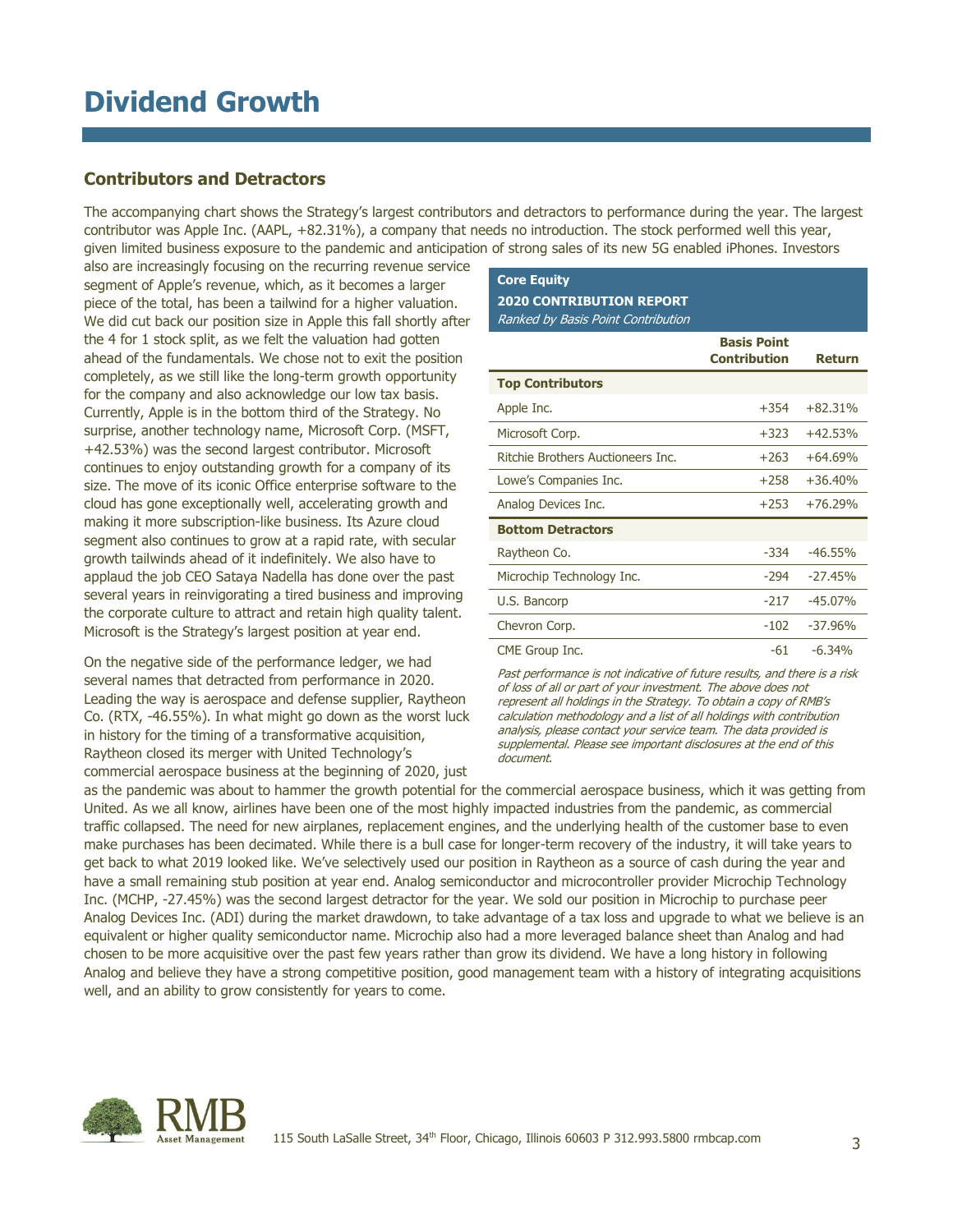# Dividend Growth

## Contributors and Detractors

The accompanying chart shows the Strategy's largest contributors and detractors to performance during the year. The largest contributor was Apple Inc. (AAPL, +82.31%), a company that needs no introduction. The stock performed well this year, given limited business exposure to the pandemic and anticipation of strong sales of its new 5G enabled iPhones. Investors also are increasingly focusing on the recurring revenue service segment of Apple's revenue, which, as it becomes a larger piece of the total, has been a tailwind for a higher valuation. We did cut back our position size in Apple this fall shortly after the 4 for 1 stock split, as we felt the valuation had gotten ahead of the fundamentals. We chose not to exit the position completely, as we still like the long-term growth opportunity for the company and also acknowledge our low tax basis. Currently, Apple is in the bottom third of the Strategy. No surprise, another technology name, Microsoft Corp. (MSFT, +42.53%) was the second largest contributor. Microsoft continues to enjoy outstanding growth for a company of its size. The move of its iconic Office enterprise software to the cloud has gone exceptionally well, accelerating growth and making it more subscription-like business. Its Azure cloud segment also continues to grow at a rapid rate, with secular growth tailwinds ahead of it indefinitely. We also have to applaud the job CEO Sataya Nadella has done over the past several years in reinvigorating a tired business and improving the corporate culture to attract and retain high quality talent. Microsoft is the Strategy's largest position at year end.

**Core Equity**
**2020 CONTRIBUTION REPORT**
*Ranked by Basis Point Contribution*

| | Basis Point Contribution | Return |
|---|---|---|
| **Top Contributors** | | |
| Apple Inc. | +354 | +82.31% |
| Microsoft Corp. | +323 | +42.53% |
| Ritchie Brothers Auctioneers Inc. | +263 | +64.69% |
| Lowe's Companies Inc. | +258 | +36.40% |
| Analog Devices Inc. | +253 | +76.29% |
| **Bottom Detractors** | | |
| Raytheon Co. | -334 | -46.55% |
| Microchip Technology Inc. | -294 | -27.45% |
| U.S. Bancorp | -217 | -45.07% |
| Chevron Corp. | -102 | -37.96% |
| CME Group Inc. | -61 | -6.34% |

*Past performance is not indicative of future results, and there is a risk of loss of all or part of your investment. The above does not represent all holdings in the Strategy. To obtain a copy of RMB's calculation methodology and a list of all holdings with contribution analysis, please contact your service team. The data provided is supplemental. Please see important disclosures at the end of this document.*

On the negative side of the performance ledger, we had several names that detracted from performance in 2020. Leading the way is aerospace and defense supplier, Raytheon Co. (RTX, -46.55%). In what might go down as the worst luck in history for the timing of a transformative acquisition, Raytheon closed its merger with United Technology's commercial aerospace business at the beginning of 2020, just as the pandemic was about to hammer the growth potential for the commercial aerospace business, which it was getting from United. As we all know, airlines have been one of the most highly impacted industries from the pandemic, as commercial traffic collapsed. The need for new airplanes, replacement engines, and the underlying health of the customer base to even make purchases has been decimated. While there is a bull case for longer-term recovery of the industry, it will take years to get back to what 2019 looked like. We've selectively used our position in Raytheon as a source of cash during the year and have a small remaining stub position at year end. Analog semiconductor and microcontroller provider Microchip Technology Inc. (MCHP, -27.45%) was the second largest detractor for the year. We sold our position in Microchip to purchase peer Analog Devices Inc. (ADI) during the market drawdown, to take advantage of a tax loss and upgrade to what we believe is an equivalent or higher quality semiconductor name. Microchip also had a more leveraged balance sheet than Analog and had chosen to be more acquisitive over the past few years rather than grow its dividend. We have a long history in following Analog and believe they have a strong competitive position, good management team with a history of integrating acquisitions well, and an ability to grow consistently for years to come.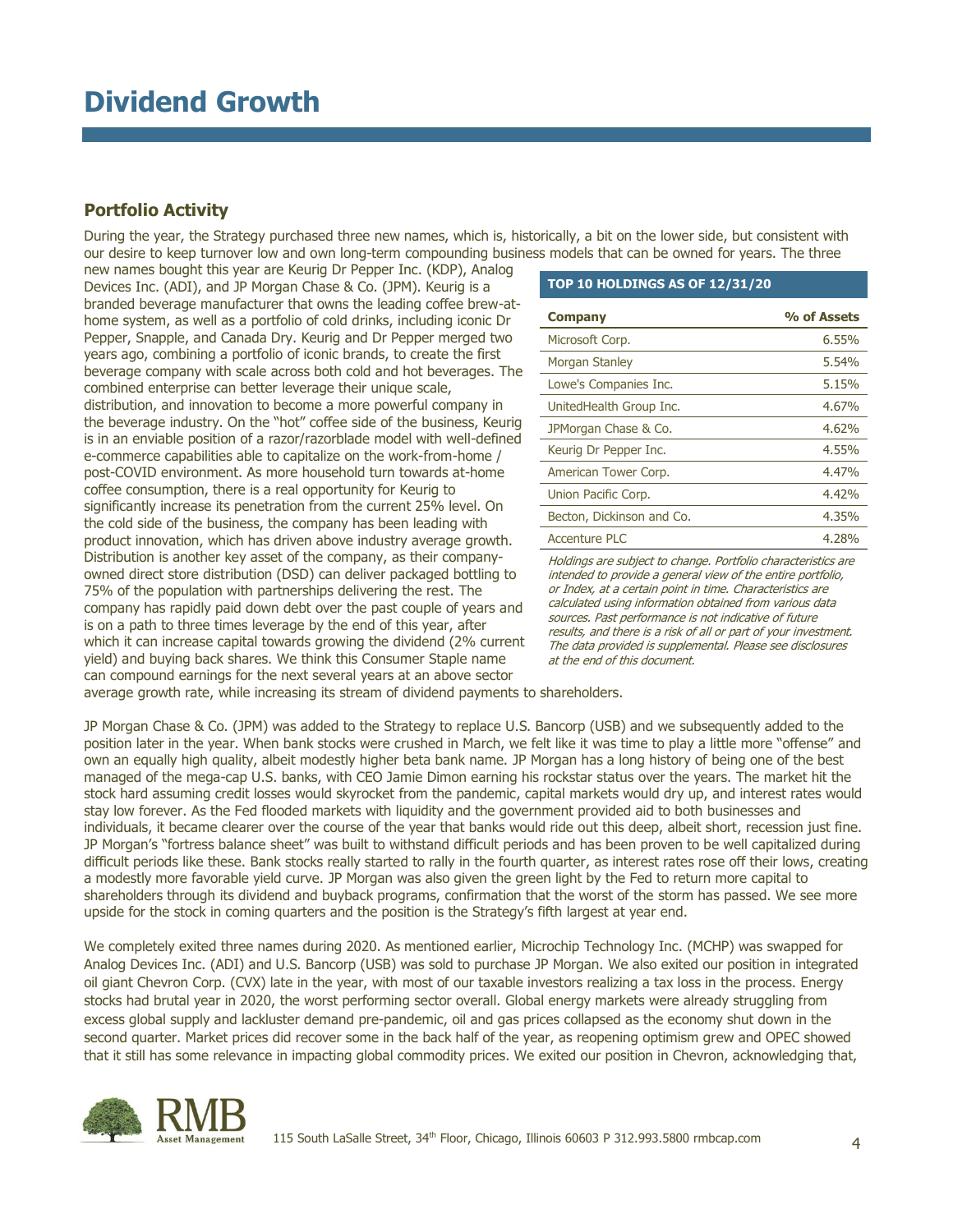# Dividend Growth

## Portfolio Activity

During the year, the Strategy purchased three new names, which is, historically, a bit on the lower side, but consistent with our desire to keep turnover low and own long-term compounding business models that can be owned for years. The three new names bought this year are Keurig Dr Pepper Inc. (KDP), Analog Devices Inc. (ADI), and JP Morgan Chase & Co. (JPM). Keurig is a branded beverage manufacturer that owns the leading coffee brew-at-home system, as well as a portfolio of cold drinks, including iconic Dr Pepper, Snapple, and Canada Dry. Keurig and Dr Pepper merged two years ago, combining a portfolio of iconic brands, to create the first beverage company with scale across both cold and hot beverages. The combined enterprise can better leverage their unique scale, distribution, and innovation to become a more powerful company in the beverage industry. On the "hot" coffee side of the business, Keurig is in an enviable position of a razor/razorblade model with well-defined e-commerce capabilities able to capitalize on the work-from-home / post-COVID environment. As more household turn towards at-home coffee consumption, there is a real opportunity for Keurig to significantly increase its penetration from the current 25% level. On the cold side of the business, the company has been leading with product innovation, which has driven above industry average growth. Distribution is another key asset of the company, as their company-owned direct store distribution (DSD) can deliver packaged bottling to 75% of the population with partnerships delivering the rest. The company has rapidly paid down debt over the past couple of years and is on a path to three times leverage by the end of this year, after which it can increase capital towards growing the dividend (2% current yield) and buying back shares. We think this Consumer Staple name can compound earnings for the next several years at an above sector average growth rate, while increasing its stream of dividend payments to shareholders.

**TOP 10 HOLDINGS AS OF 12/31/20**

| Company | % of Assets |
|---|---|
| Microsoft Corp. | 6.55% |
| Morgan Stanley | 5.54% |
| Lowe's Companies Inc. | 5.15% |
| UnitedHealth Group Inc. | 4.67% |
| JPMorgan Chase & Co. | 4.62% |
| Keurig Dr Pepper Inc. | 4.55% |
| American Tower Corp. | 4.47% |
| Union Pacific Corp. | 4.42% |
| Becton, Dickinson and Co. | 4.35% |
| Accenture PLC | 4.28% |

*Holdings are subject to change. Portfolio characteristics are intended to provide a general view of the entire portfolio, or Index, at a certain point in time. Characteristics are calculated using information obtained from various data sources. Past performance is not indicative of future results, and there is a risk of all or part of your investment. The data provided is supplemental. Please see disclosures at the end of this document.*

JP Morgan Chase & Co. (JPM) was added to the Strategy to replace U.S. Bancorp (USB) and we subsequently added to the position later in the year. When bank stocks were crushed in March, we felt like it was time to play a little more "offense" and own an equally high quality, albeit modestly higher beta bank name. JP Morgan has a long history of being one of the best managed of the mega-cap U.S. banks, with CEO Jamie Dimon earning his rockstar status over the years. The market hit the stock hard assuming credit losses would skyrocket from the pandemic, capital markets would dry up, and interest rates would stay low forever. As the Fed flooded markets with liquidity and the government provided aid to both businesses and individuals, it became clearer over the course of the year that banks would ride out this deep, albeit short, recession just fine. JP Morgan's "fortress balance sheet" was built to withstand difficult periods and has been proven to be well capitalized during difficult periods like these. Bank stocks really started to rally in the fourth quarter, as interest rates rose off their lows, creating a modestly more favorable yield curve. JP Morgan was also given the green light by the Fed to return more capital to shareholders through its dividend and buyback programs, confirmation that the worst of the storm has passed. We see more upside for the stock in coming quarters and the position is the Strategy's fifth largest at year end.

We completely exited three names during 2020. As mentioned earlier, Microchip Technology Inc. (MCHP) was swapped for Analog Devices Inc. (ADI) and U.S. Bancorp (USB) was sold to purchase JP Morgan. We also exited our position in integrated oil giant Chevron Corp. (CVX) late in the year, with most of our taxable investors realizing a tax loss in the process. Energy stocks had brutal year in 2020, the worst performing sector overall. Global energy markets were already struggling from excess global supply and lackluster demand pre-pandemic, oil and gas prices collapsed as the economy shut down in the second quarter. Market prices did recover some in the back half of the year, as reopening optimism grew and OPEC showed that it still has some relevance in impacting global commodity prices. We exited our position in Chevron, acknowledging that,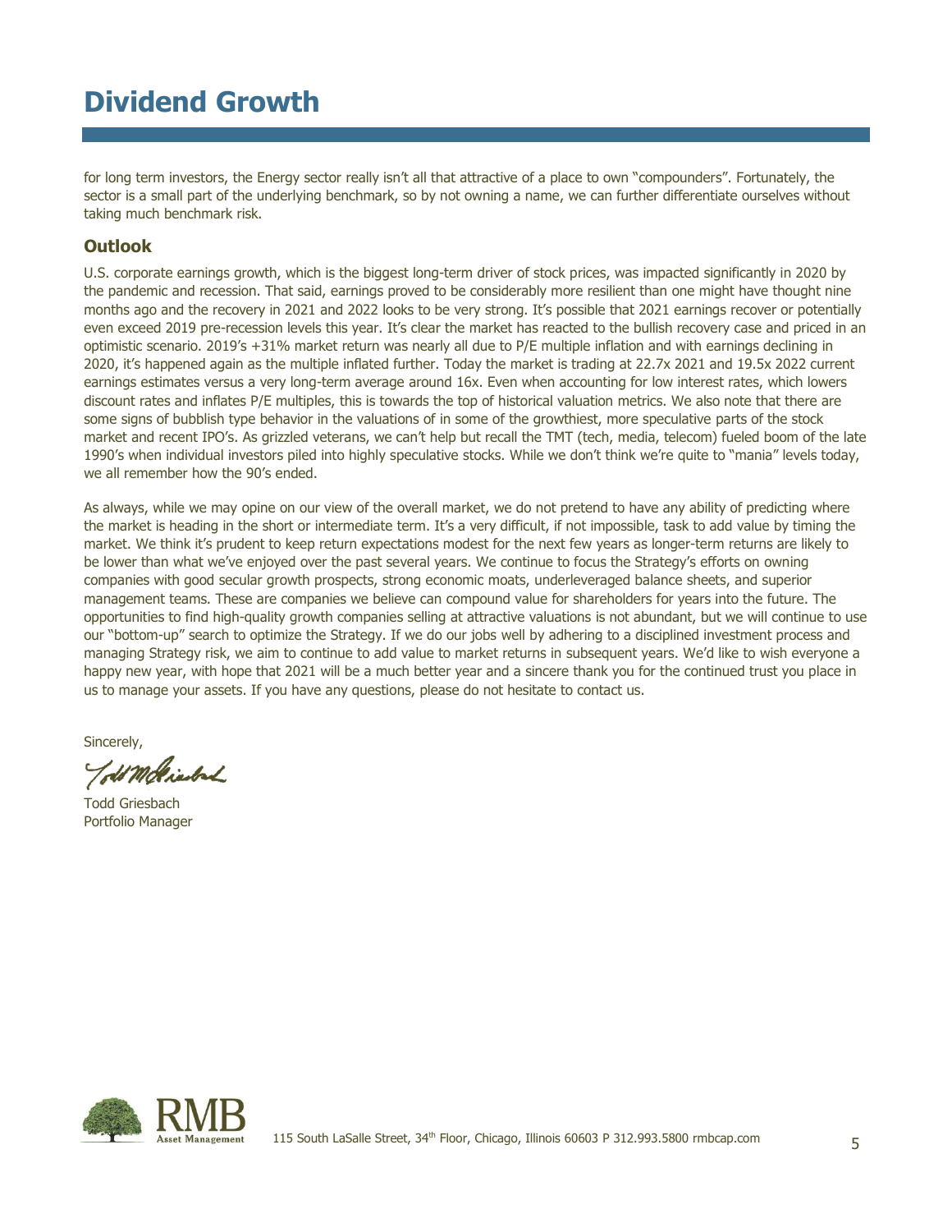for long term investors, the Energy sector really isn't all that attractive of a place to own "compounders". Fortunately, the sector is a small part of the underlying benchmark, so by not owning a name, we can further differentiate ourselves without taking much benchmark risk.

## Outlook

U.S. corporate earnings growth, which is the biggest long-term driver of stock prices, was impacted significantly in 2020 by the pandemic and recession. That said, earnings proved to be considerably more resilient than one might have thought nine months ago and the recovery in 2021 and 2022 looks to be very strong. It's possible that 2021 earnings recover or potentially even exceed 2019 pre-recession levels this year. It's clear the market has reacted to the bullish recovery case and priced in an optimistic scenario. 2019's +31% market return was nearly all due to P/E multiple inflation and with earnings declining in 2020, it's happened again as the multiple inflated further. Today the market is trading at 22.7x 2021 and 19.5x 2022 current earnings estimates versus a very long-term average around 16x. Even when accounting for low interest rates, which lowers discount rates and inflates P/E multiples, this is towards the top of historical valuation metrics. We also note that there are some signs of bubblish type behavior in the valuations of in some of the growthiest, more speculative parts of the stock market and recent IPO's. As grizzled veterans, we can't help but recall the TMT (tech, media, telecom) fueled boom of the late 1990's when individual investors piled into highly speculative stocks. While we don't think we're quite to "mania" levels today, we all remember how the 90's ended.

As always, while we may opine on our view of the overall market, we do not pretend to have any ability of predicting where the market is heading in the short or intermediate term. It's a very difficult, if not impossible, task to add value by timing the market. We think it's prudent to keep return expectations modest for the next few years as longer-term returns are likely to be lower than what we've enjoyed over the past several years. We continue to focus the Strategy's efforts on owning companies with good secular growth prospects, strong economic moats, underleveraged balance sheets, and superior management teams. These are companies we believe can compound value for shareholders for years into the future. The opportunities to find high-quality growth companies selling at attractive valuations is not abundant, but we will continue to use our "bottom-up" search to optimize the Strategy. If we do our jobs well by adhering to a disciplined investment process and managing Strategy risk, we aim to continue to add value to market returns in subsequent years. We'd like to wish everyone a happy new year, with hope that 2021 will be a much better year and a sincere thank you for the continued trust you place in us to manage your assets. If you have any questions, please do not hesitate to contact us.

Sincerely,

Todd Griesbach
Portfolio Manager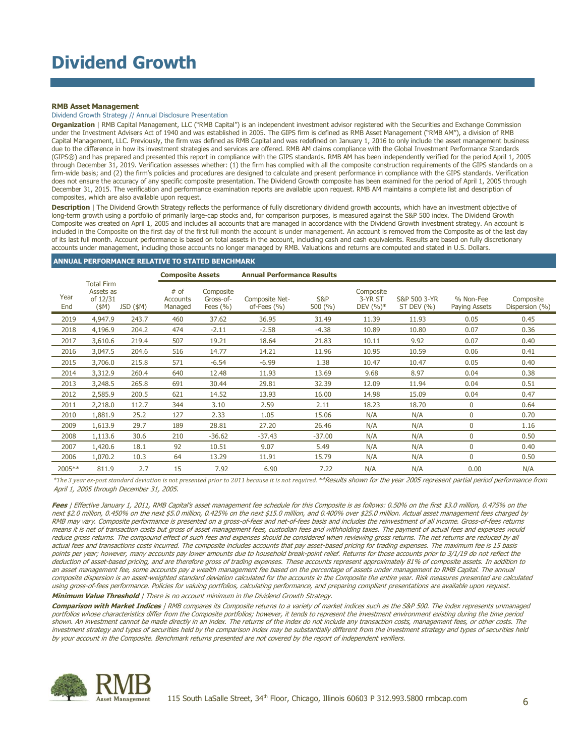# Dividend Growth

**RMB Asset Management**

Dividend Growth Strategy // Annual Disclosure Presentation

**Organization** | RMB Capital Management, LLC ("RMB Capital") is an independent investment advisor registered with the Securities and Exchange Commission under the Investment Advisers Act of 1940 and was established in 2005. The GIPS firm is defined as RMB Asset Management ("RMB AM"), a division of RMB Capital Management, LLC. Previously, the firm was defined as RMB Capital and was redefined on January 1, 2016 to only include the asset management business due to the difference in how its investment strategies and services are offered. RMB AM claims compliance with the Global Investment Performance Standards (GIPS®) and has prepared and presented this report in compliance with the GIPS standards. RMB AM has been independently verified for the period April 1, 2005 through December 31, 2019. Verification assesses whether: (1) the firm has complied with all the composite construction requirements of the GIPS standards on a firm-wide basis; and (2) the firm's policies and procedures are designed to calculate and present performance in compliance with the GIPS standards. Verification does not ensure the accuracy of any specific composite presentation. The Dividend Growth composite has been examined for the period of April 1, 2005 through December 31, 2015. The verification and performance examination reports are available upon request. RMB AM maintains a complete list and description of composites, which are also available upon request.

**Description** | The Dividend Growth Strategy reflects the performance of fully discretionary dividend growth accounts, which have an investment objective of long-term growth using a portfolio of primarily large-cap stocks and, for comparison purposes, is measured against the S&P 500 index. The Dividend Growth Composite was created on April 1, 2005 and includes all accounts that are managed in accordance with the Dividend Growth investment strategy. An account is included in the Composite on the first day of the first full month the account is under management. An account is removed from the Composite as of the last day of its last full month. Account performance is based on total assets in the account, including cash and cash equivalents. Results are based on fully discretionary accounts under management, including those accounts no longer managed by RMB. Valuations and returns are computed and stated in U.S. Dollars.

**ANNUAL PERFORMANCE RELATIVE TO STATED BENCHMARK**

| | | | Composite Assets | | Annual Performance Results | | | | | |
|---|---|---|---|---|---|---|---|---|---|---|
| Year End | Total Firm Assets as of 12/31 ($M) | JSD ($M) | # of Accounts Managed | Composite Gross-of-Fees (%) | Composite Net-of-Fees (%) | S&P 500 (%) | Composite 3-YR ST DEV (%)* | S&P 500 3-YR ST DEV (%) | % Non-Fee Paying Assets | Composite Dispersion (%) |
| 2019 | 4,947.9 | 243.7 | 460 | 37.62 | 36.95 | 31.49 | 11.39 | 11.93 | 0.05 | 0.45 |
| 2018 | 4,196.9 | 204.2 | 474 | -2.11 | -2.58 | -4.38 | 10.89 | 10.80 | 0.07 | 0.36 |
| 2017 | 3,610.6 | 219.4 | 507 | 19.21 | 18.64 | 21.83 | 10.11 | 9.92 | 0.07 | 0.40 |
| 2016 | 3,047.5 | 204.6 | 516 | 14.77 | 14.21 | 11.96 | 10.95 | 10.59 | 0.06 | 0.41 |
| 2015 | 3,706.0 | 215.8 | 571 | -6.54 | -6.99 | 1.38 | 10.47 | 10.47 | 0.05 | 0.40 |
| 2014 | 3,312.9 | 260.4 | 640 | 12.48 | 11.93 | 13.69 | 9.68 | 8.97 | 0.04 | 0.38 |
| 2013 | 3,248.5 | 265.8 | 691 | 30.44 | 29.81 | 32.39 | 12.09 | 11.94 | 0.04 | 0.51 |
| 2012 | 2,585.9 | 200.5 | 621 | 14.52 | 13.93 | 16.00 | 14.98 | 15.09 | 0.04 | 0.47 |
| 2011 | 2,218.0 | 112.7 | 344 | 3.10 | 2.59 | 2.11 | 18.23 | 18.70 | 0 | 0.64 |
| 2010 | 1,881.9 | 25.2 | 127 | 2.33 | 1.05 | 15.06 | N/A | N/A | 0 | 0.70 |
| 2009 | 1,613.9 | 29.7 | 189 | 28.81 | 27.20 | 26.46 | N/A | N/A | 0 | 1.16 |
| 2008 | 1,113.6 | 30.6 | 210 | -36.62 | -37.43 | -37.00 | N/A | N/A | 0 | 0.50 |
| 2007 | 1,420.6 | 18.1 | 92 | 10.51 | 9.07 | 5.49 | N/A | N/A | 0 | 0.40 |
| 2006 | 1,070.2 | 10.3 | 64 | 13.29 | 11.91 | 15.79 | N/A | N/A | 0 | 0.50 |
| 2005** | 811.9 | 2.7 | 15 | 7.92 | 6.90 | 7.22 | N/A | N/A | 0.00 | N/A |

*\*The 3 year ex-post standard deviation is not presented prior to 2011 because it is not required. \*\*Results shown for the year 2005 represent partial period performance from April 1, 2005 through December 31, 2005.*

***Fees*** *| Effective January 1, 2011, RMB Capital's asset management fee schedule for this Composite is as follows: 0.50% on the first $3.0 million, 0.475% on the next $2.0 million, 0.450% on the next $5.0 million, 0.425% on the next $15.0 million, and 0.400% over $25.0 million. Actual asset management fees charged by RMB may vary. Composite performance is presented on a gross-of-fees and net-of-fees basis and includes the reinvestment of all income. Gross-of-fees returns means it is net of transaction costs but gross of asset management fees, custodian fees and withholding taxes. The payment of actual fees and expenses would reduce gross returns. The compound effect of such fees and expenses should be considered when reviewing gross returns. The net returns are reduced by all actual fees and transactions costs incurred. The composite includes accounts that pay asset-based pricing for trading expenses. The maximum fee is 15 basis points per year; however, many accounts pay lower amounts due to household break-point relief. Returns for those accounts prior to 3/1/19 do not reflect the deduction of asset-based pricing, and are therefore gross of trading expenses. These accounts represent approximately 81% of composite assets. In addition to an asset management fee, some accounts pay a wealth management fee based on the percentage of assets under management to RMB Capital. The annual composite dispersion is an asset-weighted standard deviation calculated for the accounts in the Composite the entire year. Risk measures presented are calculated using gross-of-fees performance. Policies for valuing portfolios, calculating performance, and preparing compliant presentations are available upon request.*

***Minimum Value Threshold*** *| There is no account minimum in the Dividend Growth Strategy.*

***Comparison with Market Indices*** *| RMB compares its Composite returns to a variety of market indices such as the S&P 500. The index represents unmanaged portfolios whose characteristics differ from the Composite portfolios; however, it tends to represent the investment environment existing during the time period shown. An investment cannot be made directly in an index. The returns of the index do not include any transaction costs, management fees, or other costs. The investment strategy and types of securities held by the comparison index may be substantially different from the investment strategy and types of securities held by your account in the Composite. Benchmark returns presented are not covered by the report of independent verifiers.*

RMB Asset Management

115 South LaSalle Street, 34th Floor, Chicago, Illinois 60603 P 312.993.5800 rmbcap.com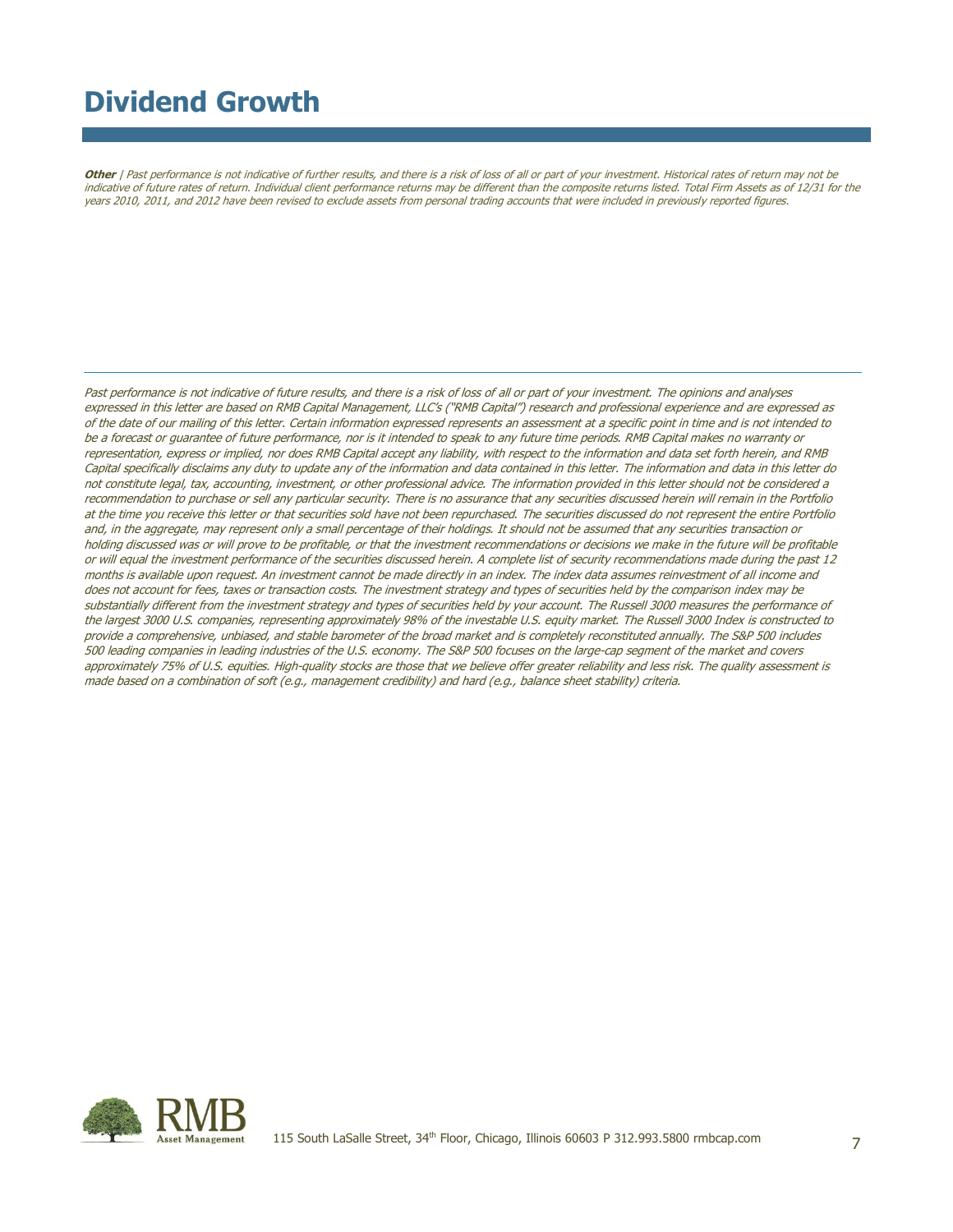# Dividend Growth

***Other*** *| Past performance is not indicative of further results, and there is a risk of loss of all or part of your investment. Historical rates of return may not be indicative of future rates of return. Individual client performance returns may be different than the composite returns listed. Total Firm Assets as of 12/31 for the years 2010, 2011, and 2012 have been revised to exclude assets from personal trading accounts that were included in previously reported figures.*

---

*Past performance is not indicative of future results, and there is a risk of loss of all or part of your investment. The opinions and analyses expressed in this letter are based on RMB Capital Management, LLC's ("RMB Capital") research and professional experience and are expressed as of the date of our mailing of this letter. Certain information expressed represents an assessment at a specific point in time and is not intended to be a forecast or guarantee of future performance, nor is it intended to speak to any future time periods. RMB Capital makes no warranty or representation, express or implied, nor does RMB Capital accept any liability, with respect to the information and data set forth herein, and RMB Capital specifically disclaims any duty to update any of the information and data contained in this letter. The information and data in this letter do not constitute legal, tax, accounting, investment, or other professional advice. The information provided in this letter should not be considered a recommendation to purchase or sell any particular security. There is no assurance that any securities discussed herein will remain in the Portfolio at the time you receive this letter or that securities sold have not been repurchased. The securities discussed do not represent the entire Portfolio and, in the aggregate, may represent only a small percentage of their holdings. It should not be assumed that any securities transaction or holding discussed was or will prove to be profitable, or that the investment recommendations or decisions we make in the future will be profitable or will equal the investment performance of the securities discussed herein. A complete list of security recommendations made during the past 12 months is available upon request. An investment cannot be made directly in an index. The index data assumes reinvestment of all income and does not account for fees, taxes or transaction costs. The investment strategy and types of securities held by the comparison index may be substantially different from the investment strategy and types of securities held by your account. The Russell 3000 measures the performance of the largest 3000 U.S. companies, representing approximately 98% of the investable U.S. equity market. The Russell 3000 Index is constructed to provide a comprehensive, unbiased, and stable barometer of the broad market and is completely reconstituted annually. The S&P 500 includes 500 leading companies in leading industries of the U.S. economy. The S&P 500 focuses on the large-cap segment of the market and covers approximately 75% of U.S. equities. High-quality stocks are those that we believe offer greater reliability and less risk. The quality assessment is made based on a combination of soft (e.g., management credibility) and hard (e.g., balance sheet stability) criteria.*

RMB Asset Management

115 South LaSalle Street, 34th Floor, Chicago, Illinois 60603 P 312.993.5800 rmbcap.com